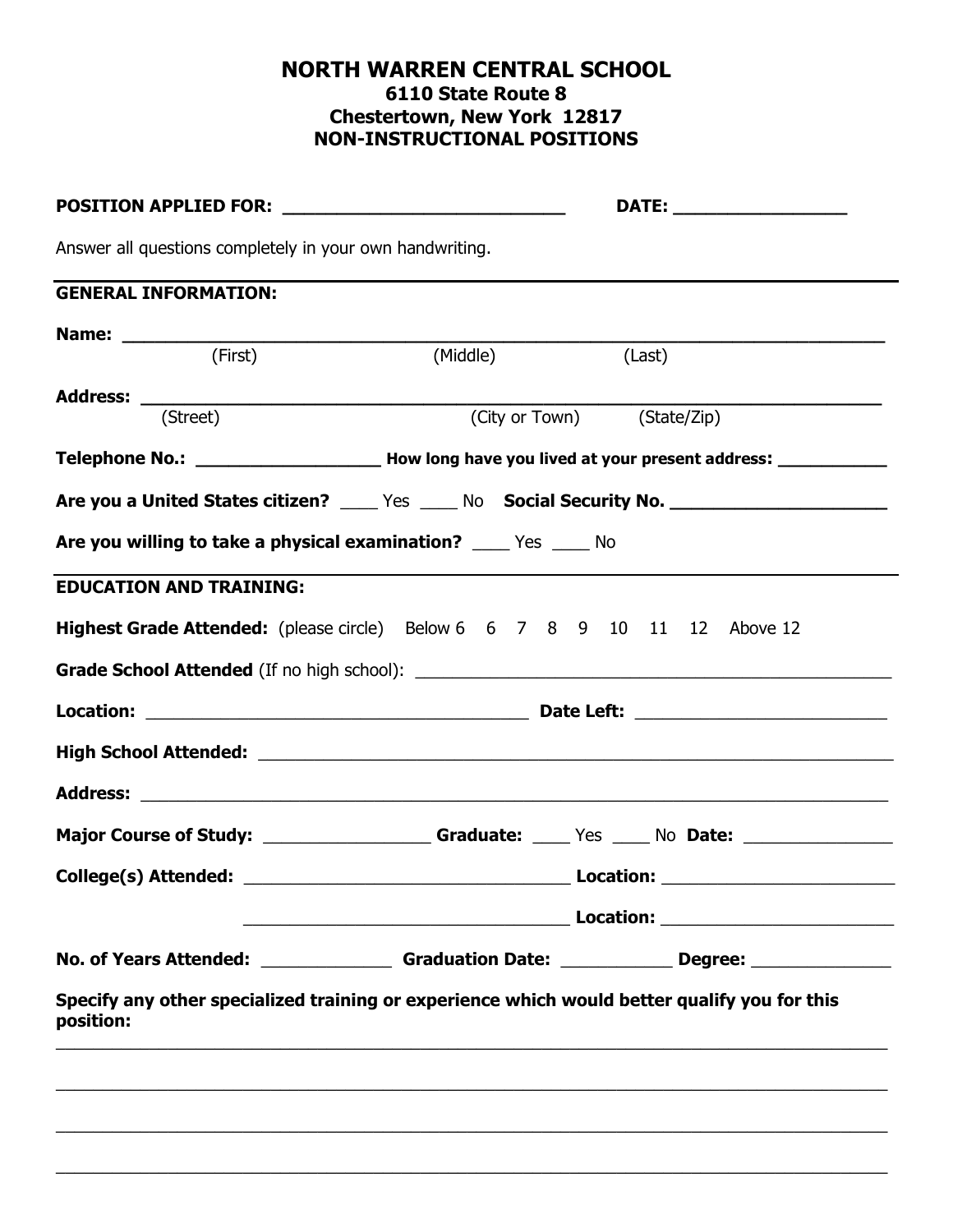# NORTH WARREN CENTRAL SCHOOL

**6110 State Route 8**
**Chestertown, New York 12817**
**NON-INSTRUCTIONAL POSITIONS**

**POSITION APPLIED FOR:** ____________________________ **DATE:** _________________

Answer all questions completely in your own handwriting.

---

**GENERAL INFORMATION:**

**Name:** ___________________________________________________________________________
(First) (Middle) (Last)

**Address:** _________________________________________________________________________
(Street) (City or Town) (State/Zip)

**Telephone No.:** __________________ **How long have you lived at your present address:** ___________

**Are you a United States citizen?** ____ Yes ____ No **Social Security No.** ______________________

**Are you willing to take a physical examination?** ____ Yes ____ No

---

**EDUCATION AND TRAINING:**

**Highest Grade Attended:** (please circle) Below 6 6 7 8 9 10 11 12 Above 12

**Grade School Attended** (If no high school): __________________________________________________

**Location:** _______________________________________ **Date Left:** __________________________

**High School Attended:** _________________________________________________________________

**Address:** ________________________________________________________________________________

**Major Course of Study:** _________________ **Graduate:** ____ Yes ____ No **Date:** _______________

**College(s) Attended:** _________________________________ **Location:** ________________________

_________________________________ **Location:** ________________________

**No. of Years Attended:** ______________ **Graduation Date:** ___________ **Degree:** ______________

**Specify any other specialized training or experience which would better qualify you for this position:**

_____________________________________________________________________________________

_____________________________________________________________________________________

_____________________________________________________________________________________

_____________________________________________________________________________________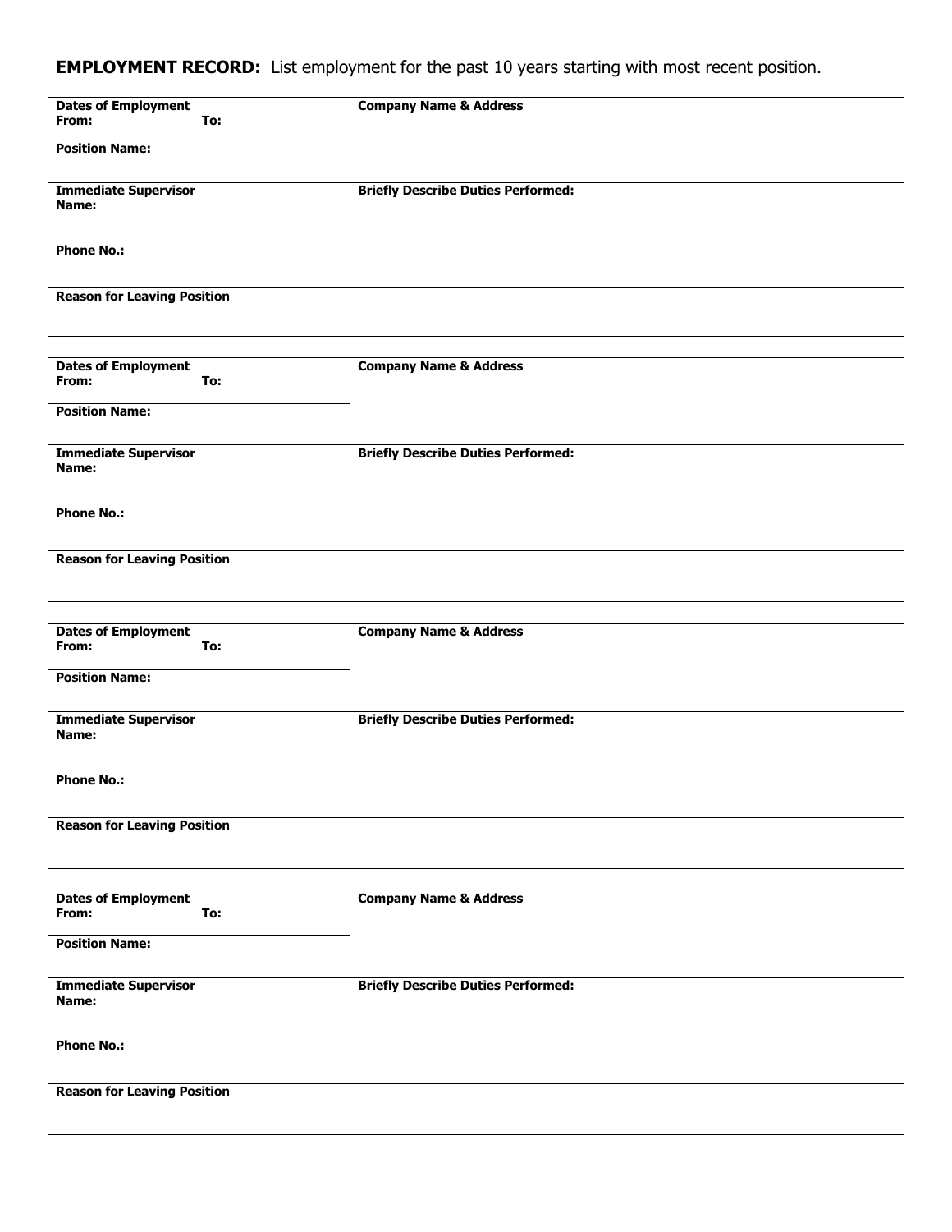**EMPLOYMENT RECORD:** List employment for the past 10 years starting with most recent position.

| **Dates of Employment**<br>**From:** **To:** | **Company Name & Address** |
|---|---|
| **Position Name:** | |
| **Immediate Supervisor**<br>**Name:**<br><br>**Phone No.:** | **Briefly Describe Duties Performed:** |
| **Reason for Leaving Position** | |

| **Dates of Employment**<br>**From:** **To:** | **Company Name & Address** |
|---|---|
| **Position Name:** | |
| **Immediate Supervisor**<br>**Name:**<br><br>**Phone No.:** | **Briefly Describe Duties Performed:** |
| **Reason for Leaving Position** | |

| **Dates of Employment**<br>**From:** **To:** | **Company Name & Address** |
|---|---|
| **Position Name:** | |
| **Immediate Supervisor**<br>**Name:**<br><br>**Phone No.:** | **Briefly Describe Duties Performed:** |
| **Reason for Leaving Position** | |

| **Dates of Employment**<br>**From:** **To:** | **Company Name & Address** |
|---|---|
| **Position Name:** | |
| **Immediate Supervisor**<br>**Name:**<br><br>**Phone No.:** | **Briefly Describe Duties Performed:** |
| **Reason for Leaving Position** | |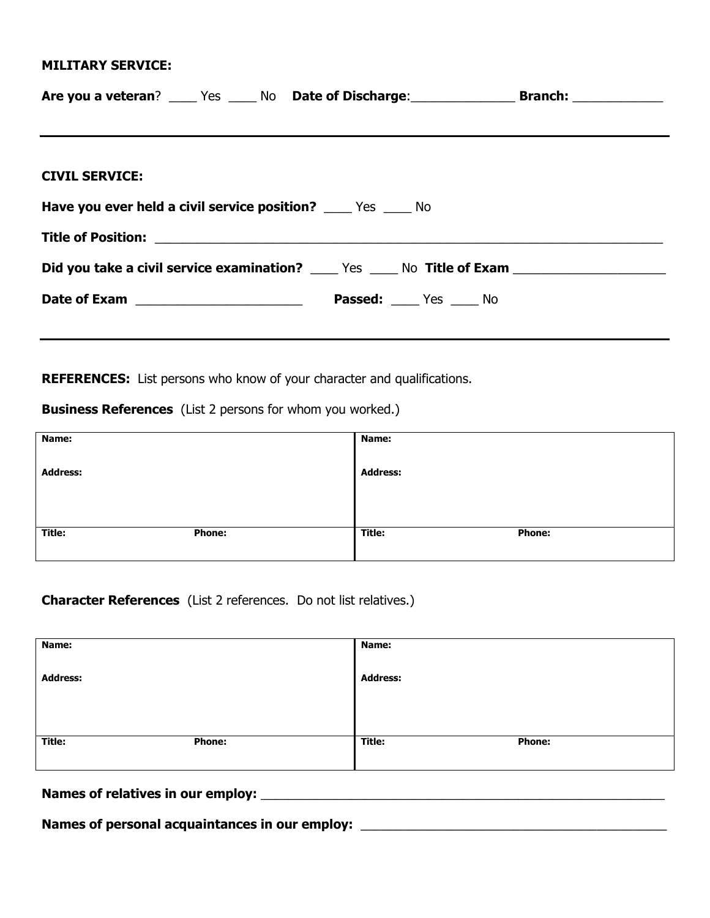**MILITARY SERVICE:**

**Are you a veteran**? ____ Yes ____ No **Date of Discharge**:______________ **Branch:** ____________

---

**CIVIL SERVICE:**

**Have you ever held a civil service position?** ____ Yes ____ No

**Title of Position:** ____________________________________________________________________

**Did you take a civil service examination?** ____ Yes ____ No **Title of Exam** ____________________

**Date of Exam** ______________________ **Passed:** ____ Yes ____ No

---

**REFERENCES:** List persons who know of your character and qualifications.

**Business References** (List 2 persons for whom you worked.)

| **Name:** | | **Name:** | |
|---|---|---|---|
| **Address:** | | **Address:** | |
| **Title:** | **Phone:** | **Title:** | **Phone:** |

**Character References** (List 2 references. Do not list relatives.)

| **Name:** | | **Name:** | |
|---|---|---|---|
| **Address:** | | **Address:** | |
| **Title:** | **Phone:** | **Title:** | **Phone:** |

**Names of relatives in our employ:** _______________________________________________________

**Names of personal acquaintances in our employ:** _______________________________________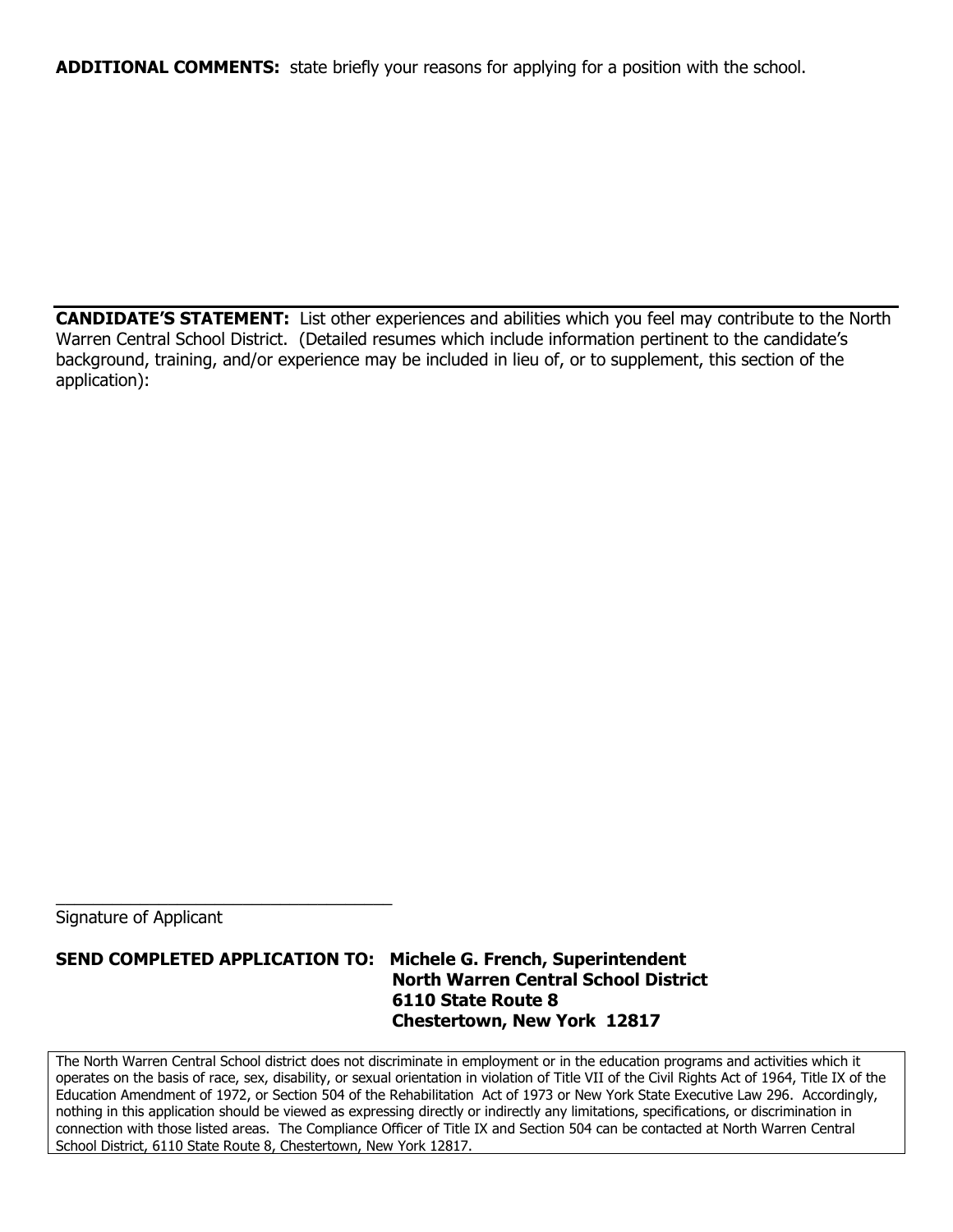**ADDITIONAL COMMENTS:** state briefly your reasons for applying for a position with the school.

---

**CANDIDATE'S STATEMENT:** List other experiences and abilities which you feel may contribute to the North Warren Central School District. (Detailed resumes which include information pertinent to the candidate's background, training, and/or experience may be included in lieu of, or to supplement, this section of the application):

\_\_\_\_\_\_\_\_\_\_\_\_\_\_\_\_\_\_\_\_\_\_\_\_\_\_\_\_\_\_\_\_\_\_\_\_\_\_\_\_

Signature of Applicant

**SEND COMPLETED APPLICATION TO: Michele G. French, Superintendent**
**North Warren Central School District**
**6110 State Route 8**
**Chestertown, New York 12817**

The North Warren Central School district does not discriminate in employment or in the education programs and activities which it operates on the basis of race, sex, disability, or sexual orientation in violation of Title VII of the Civil Rights Act of 1964, Title IX of the Education Amendment of 1972, or Section 504 of the Rehabilitation Act of 1973 or New York State Executive Law 296. Accordingly, nothing in this application should be viewed as expressing directly or indirectly any limitations, specifications, or discrimination in connection with those listed areas. The Compliance Officer of Title IX and Section 504 can be contacted at North Warren Central School District, 6110 State Route 8, Chestertown, New York 12817.